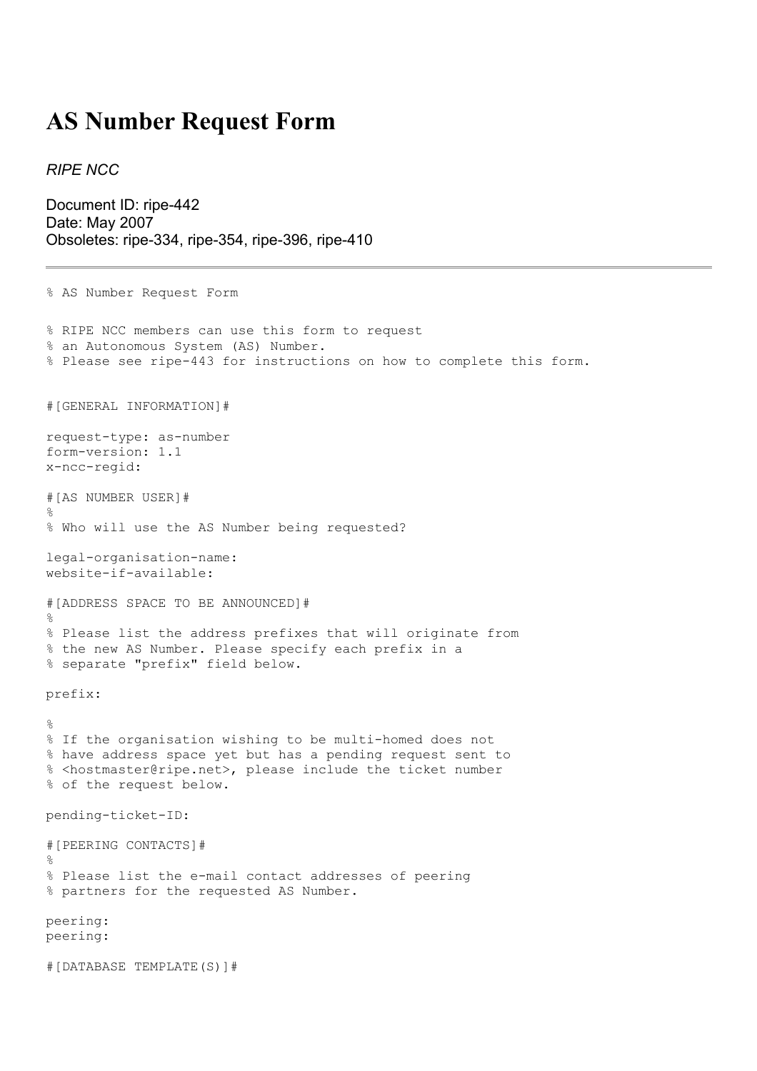# AS Number Request Form

*RIPE NCC*

Document ID: ripe-442
Date: May 2007
Obsoletes: ripe-334, ripe-354, ripe-396, ripe-410

---

```
% AS Number Request Form

% RIPE NCC members can use this form to request
% an Autonomous System (AS) Number.
% Please see ripe-443 for instructions on how to complete this form.


#[GENERAL INFORMATION]#

request-type: as-number
form-version: 1.1
x-ncc-regid:

#[AS NUMBER USER]#
%
% Who will use the AS Number being requested?

legal-organisation-name:
website-if-available:

#[ADDRESS SPACE TO BE ANNOUNCED]#
%
% Please list the address prefixes that will originate from
% the new AS Number. Please specify each prefix in a
% separate "prefix" field below.

prefix:

%
% If the organisation wishing to be multi-homed does not
% have address space yet but has a pending request sent to
% <hostmaster@ripe.net>, please include the ticket number
% of the request below.

pending-ticket-ID:

#[PEERING CONTACTS]#
%
% Please list the e-mail contact addresses of peering
% partners for the requested AS Number.

peering:
peering:

#[DATABASE TEMPLATE(S)]#
```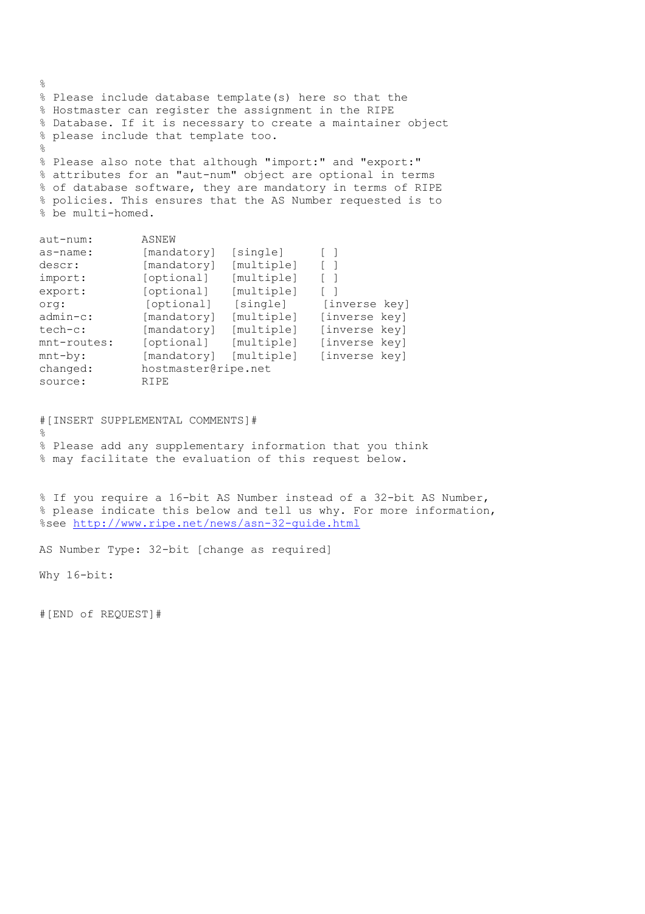```
%
% Please include database template(s) here so that the
% Hostmaster can register the assignment in the RIPE
% Database. If it is necessary to create a maintainer object
% please include that template too.
%
% Please also note that although "import:" and "export:"
% attributes for an "aut-num" object are optional in terms
% of database software, they are mandatory in terms of RIPE
% policies. This ensures that the AS Number requested is to
% be multi-homed.

aut-num:       ASNEW
as-name:       [mandatory]  [single]     [ ]
descr:         [mandatory]  [multiple]   [ ]
import:        [optional]   [multiple]   [ ]
export:        [optional]   [multiple]   [ ]
org:           [optional]   [single]     [inverse key]
admin-c:       [mandatory]  [multiple]   [inverse key]
tech-c:        [mandatory]  [multiple]   [inverse key]
mnt-routes:    [optional]   [multiple]   [inverse key]
mnt-by:        [mandatory]  [multiple]   [inverse key]
changed:       hostmaster@ripe.net
source:        RIPE


#[INSERT SUPPLEMENTAL COMMENTS]#
%
% Please add any supplementary information that you think
% may facilitate the evaluation of this request below.


% If you require a 16-bit AS Number instead of a 32-bit AS Number,
% please indicate this below and tell us why. For more information,
%see http://www.ripe.net/news/asn-32-guide.html

AS Number Type: 32-bit [change as required]

Why 16-bit:


#[END of REQUEST]#
```